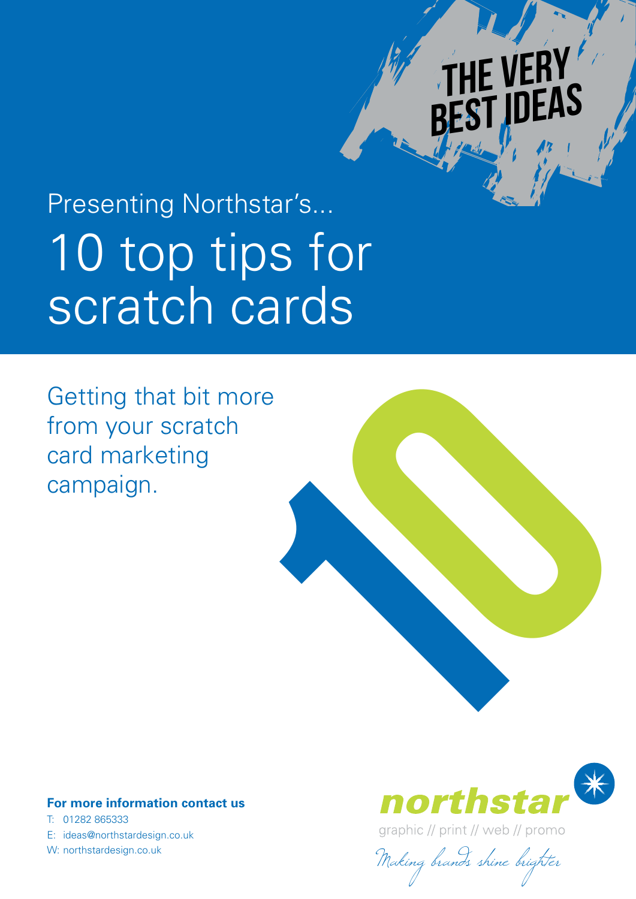THE VERY BEST IDEAS

Presenting Northstar's...

# 10 top tips for scratch cards

Getting that bit more from your scratch card marketing campaign.

**For more information contact us**

T: 01282 865333

E: ideas@northstardesign.co.uk

W: northstardesign.co.uk

northstar

graphic // print // web // promo

*Making brands shine brighter*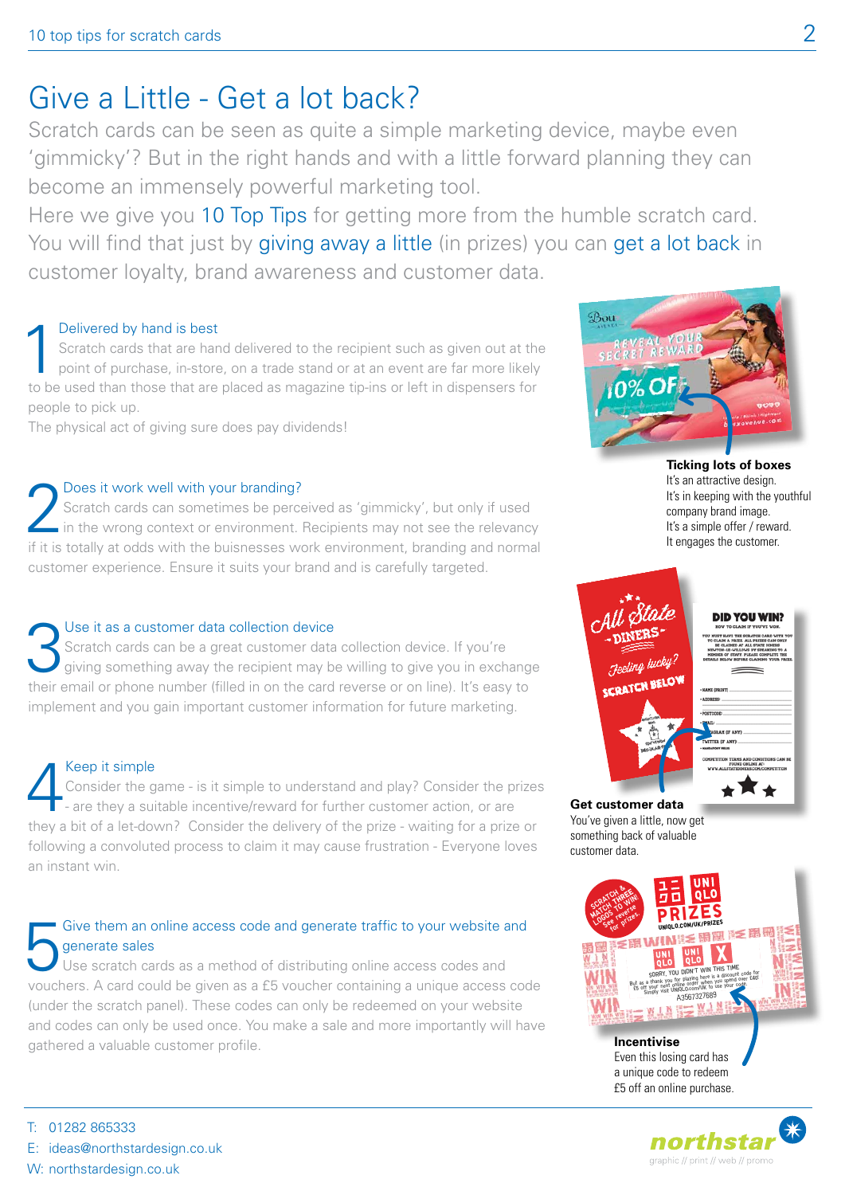# Give a Little - Get a lot back?

Scratch cards can be seen as quite a simple marketing device, maybe even 'gimmicky'? But in the right hands and with a little forward planning they can become an immensely powerful marketing tool.

Here we give you 10 Top Tips for getting more from the humble scratch card. You will find that just by giving away a little (in prizes) you can get a lot back in customer loyalty, brand awareness and customer data.

## 1 Delivered by hand is best

Scratch cards that are hand delivered to the recipient such as given out at the point of purchase, in-store, on a trade stand or at an event are far more likely to be used than those that are placed as magazine tip-ins or left in dispensers for people to pick up.

The physical act of giving sure does pay dividends!

## 2 Does it work well with your branding?

Scratch cards can sometimes be perceived as 'gimmicky', but only if used in the wrong context or environment. Recipients may not see the relevancy if it is totally at odds with the buisnesses work environment, branding and normal customer experience. Ensure it suits your brand and is carefully targeted.

## 3 Use it as a customer data collection device

Scratch cards can be a great customer data collection device. If you're giving something away the recipient may be willing to give you in exchange their email or phone number (filled in on the card reverse or on line). It's easy to implement and you gain important customer information for future marketing.

## 4 Keep it simple

Consider the game - is it simple to understand and play? Consider the prizes - are they a suitable incentive/reward for further customer action, or are they a bit of a let-down? Consider the delivery of the prize - waiting for a prize or following a convoluted process to claim it may cause frustration - Everyone loves an instant win.

## 5 Give them an online access code and generate traffic to your website and generate sales

Use scratch cards as a method of distributing online access codes and vouchers. A card could be given as a £5 voucher containing a unique access code (under the scratch panel). These codes can only be redeemed on your website and codes can only be used once. You make a sale and more importantly will have gathered a valuable customer profile.

**Ticking lots of boxes**
It's an attractive design.
It's in keeping with the youthful company brand image.
It's a simple offer / reward.
It engages the customer.

**Get customer data**
You've given a little, now get something back of valuable customer data.

**Incentivise**
Even this losing card has a unique code to redeem £5 off an online purchase.

T: 01282 865333
E: ideas@northstardesign.co.uk
W: northstardesign.co.uk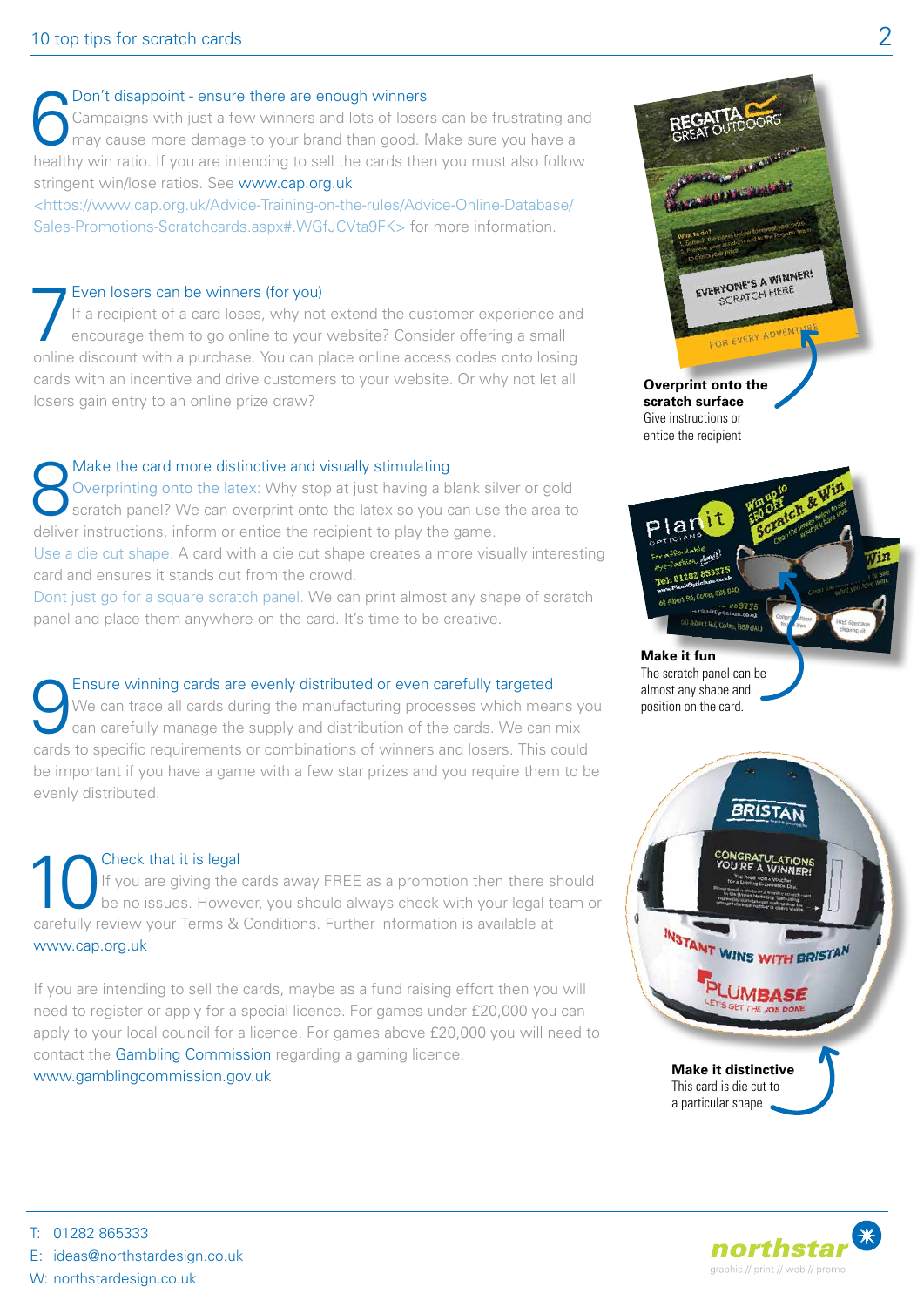## 6 Don't disappoint - ensure there are enough winners

Campaigns with just a few winners and lots of losers can be frustrating and may cause more damage to your brand than good. Make sure you have a healthy win ratio. If you are intending to sell the cards then you must also follow stringent win/lose ratios. See www.cap.org.uk <https://www.cap.org.uk/Advice-Training-on-the-rules/Advice-Online-Database/Sales-Promotions-Scratchcards.aspx#.WGfJCVta9FK> for more information.

## 7 Even losers can be winners (for you)

If a recipient of a card loses, why not extend the customer experience and encourage them to go online to your website? Consider offering a small online discount with a purchase. You can place online access codes onto losing cards with an incentive and drive customers to your website. Or why not let all losers gain entry to an online prize draw?

## 8 Make the card more distinctive and visually stimulating

Overprinting onto the latex: Why stop at just having a blank silver or gold scratch panel? We can overprint onto the latex so you can use the area to deliver instructions, inform or entice the recipient to play the game.

Use a die cut shape. A card with a die cut shape creates a more visually interesting card and ensures it stands out from the crowd.

Dont just go for a square scratch panel. We can print almost any shape of scratch panel and place them anywhere on the card. It's time to be creative.

## 9 Ensure winning cards are evenly distributed or even carefully targeted

We can trace all cards during the manufacturing processes which means you can carefully manage the supply and distribution of the cards. We can mix cards to specific requirements or combinations of winners and losers. This could be important if you have a game with a few star prizes and you require them to be evenly distributed.

## 10 Check that it is legal

If you are giving the cards away FREE as a promotion then there should be no issues. However, you should always check with your legal team or carefully review your Terms & Conditions. Further information is available at www.cap.org.uk

If you are intending to sell the cards, maybe as a fund raising effort then you will need to register or apply for a special licence. For games under £20,000 you can apply to your local council for a licence. For games above £20,000 you will need to contact the Gambling Commission regarding a gaming licence. www.gamblingcommission.gov.uk

**Overprint onto the scratch surface**
Give instructions or entice the recipient

**Make it fun**
The scratch panel can be almost any shape and position on the card.

**Make it distinctive**
This card is die cut to a particular shape

T: 01282 865333
E: ideas@northstardesign.co.uk
W: northstardesign.co.uk

northstar
graphic // print // web // promo